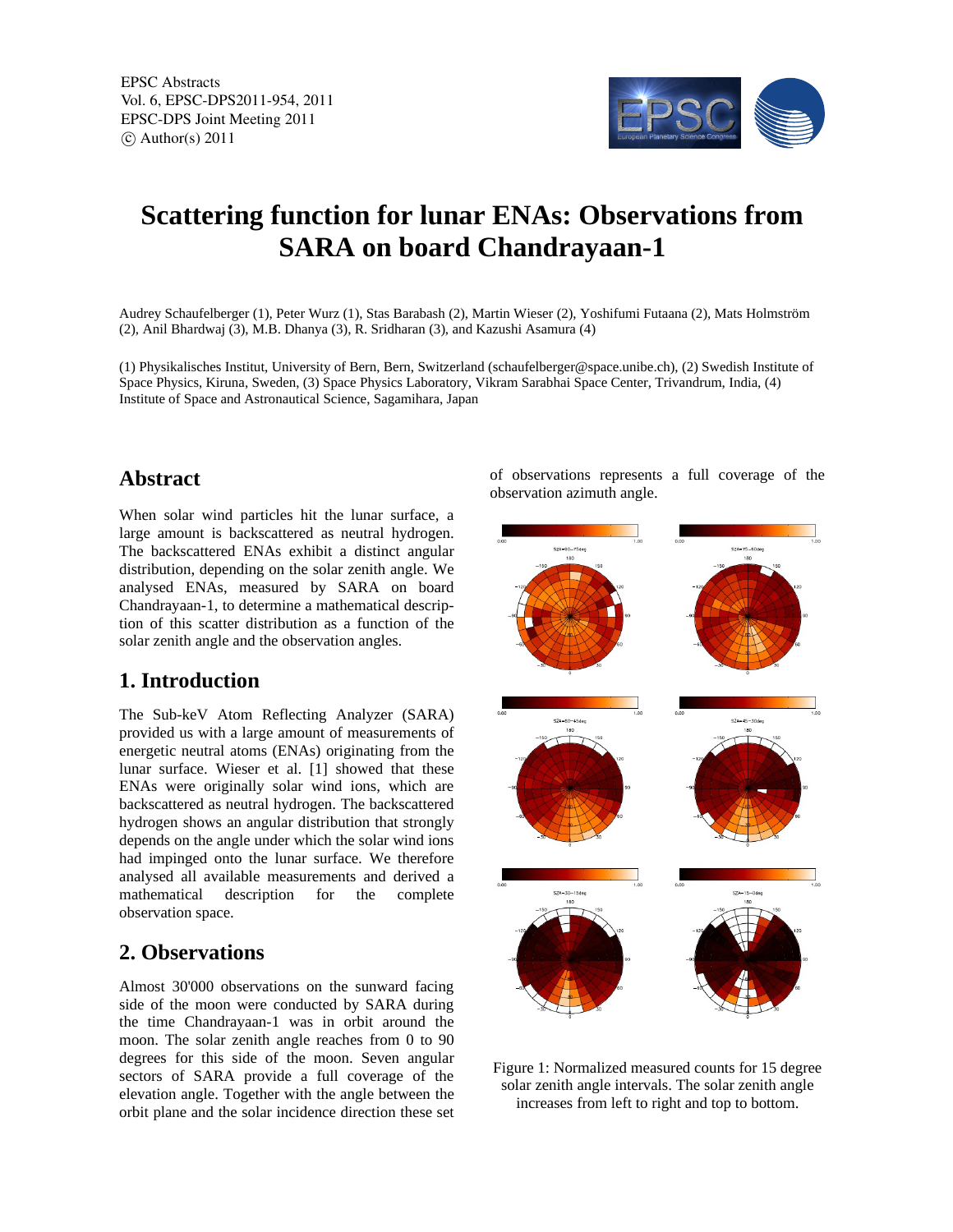# Scattering function for lunar ENAs: Observations from SARA on board Chandrayaan-1

Audrey Schaufelberger (1), Peter Wurz (1), Stas Barabash (2), Martin Wieser (2), Yoshifumi Futaana (2), Mats Holmström (2), Anil Bhardwaj (3), M.B. Dhanya (3), R. Sridharan (3), and Kazushi Asamura (4)

(1) Physikalisches Institut, University of Bern, Bern, Switzerland (schaufelberger@space.unibe.ch), (2) Swedish Institute of Space Physics, Kiruna, Sweden, (3) Space Physics Laboratory, Vikram Sarabhai Space Center, Trivandrum, India, (4) Institute of Space and Astronautical Science, Sagamihara, Japan

## Abstract

When solar wind particles hit the lunar surface, a large amount is backscattered as neutral hydrogen. The backscattered ENAs exhibit a distinct angular distribution, depending on the solar zenith angle. We analysed ENAs, measured by SARA on board Chandrayaan-1, to determine a mathematical description of this scatter distribution as a function of the solar zenith angle and the observation angles.

## 1. Introduction

The Sub-keV Atom Reflecting Analyzer (SARA) provided us with a large amount of measurements of energetic neutral atoms (ENAs) originating from the lunar surface. Wieser et al. [1] showed that these ENAs were originally solar wind ions, which are backscattered as neutral hydrogen. The backscattered hydrogen shows an angular distribution that strongly depends on the angle under which the solar wind ions had impinged onto the lunar surface. We therefore analysed all available measurements and derived a mathematical description for the complete observation space.

## 2. Observations

Almost 30'000 observations on the sunward facing side of the moon were conducted by SARA during the time Chandrayaan-1 was in orbit around the moon. The solar zenith angle reaches from 0 to 90 degrees for this side of the moon. Seven angular sectors of SARA provide a full coverage of the elevation angle. Together with the angle between the orbit plane and the solar incidence direction these set of observations represents a full coverage of the observation azimuth angle.

Figure 1: Normalized measured counts for 15 degree solar zenith angle intervals. The solar zenith angle increases from left to right and top to bottom.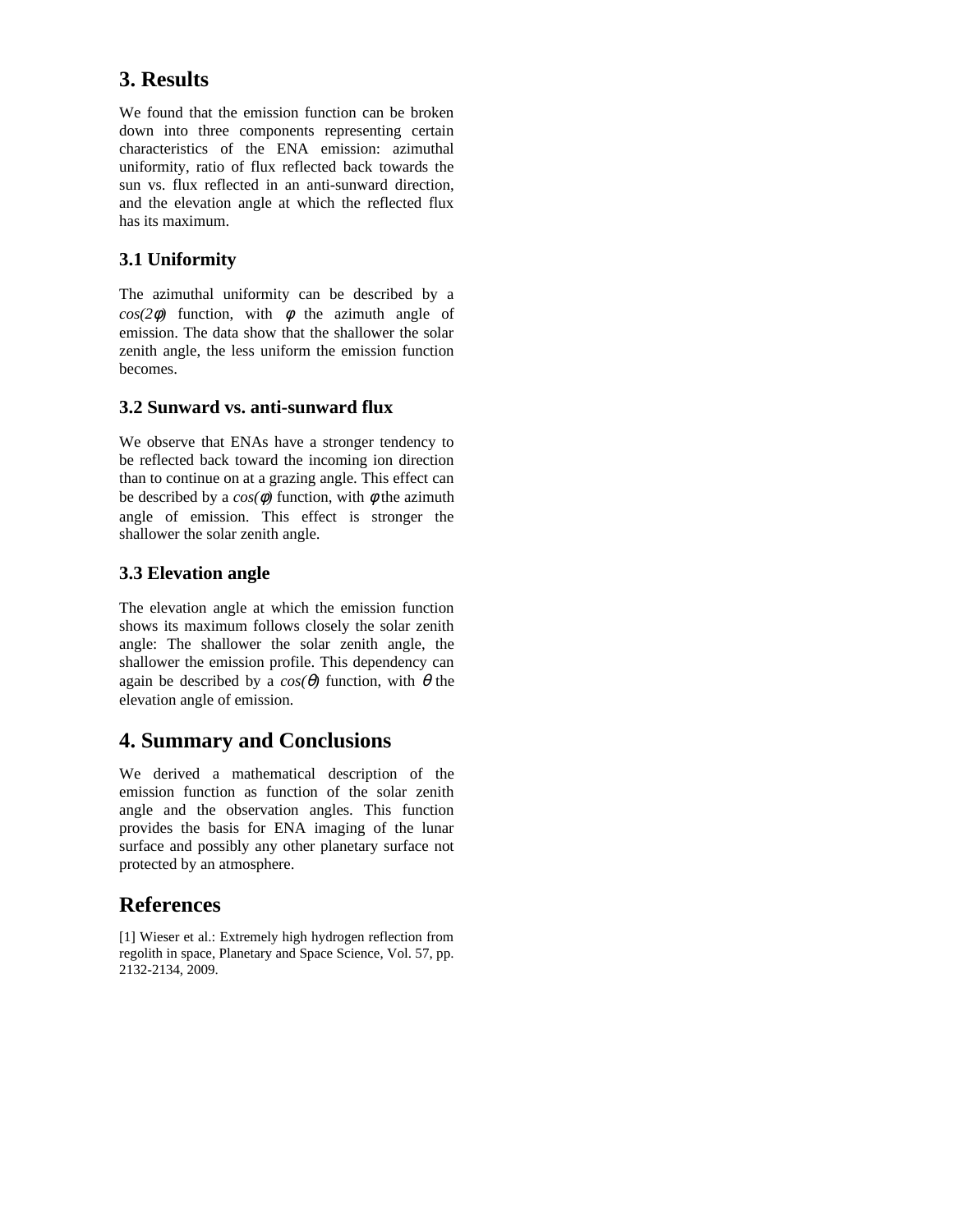# 3. Results

We found that the emission function can be broken down into three components representing certain characteristics of the ENA emission: azimuthal uniformity, ratio of flux reflected back towards the sun vs. flux reflected in an anti-sunward direction, and the elevation angle at which the reflected flux has its maximum.

## 3.1 Uniformity

The azimuthal uniformity can be described by a $\cos(2\phi)$ function, with $\phi$ the azimuth angle of emission. The data show that the shallower the solar zenith angle, the less uniform the emission function becomes.

## 3.2 Sunward vs. anti-sunward flux

We observe that ENAs have a stronger tendency to be reflected back toward the incoming ion direction than to continue on at a grazing angle. This effect can be described by a $\cos(\phi)$ function, with $\phi$ the azimuth angle of emission. This effect is stronger the shallower the solar zenith angle.

## 3.3 Elevation angle

The elevation angle at which the emission function shows its maximum follows closely the solar zenith angle: The shallower the solar zenith angle, the shallower the emission profile. This dependency can again be described by a $\cos(\theta)$ function, with $\theta$ the elevation angle of emission.

# 4. Summary and Conclusions

We derived a mathematical description of the emission function as function of the solar zenith angle and the observation angles. This function provides the basis for ENA imaging of the lunar surface and possibly any other planetary surface not protected by an atmosphere.

# References

[1] Wieser et al.: Extremely high hydrogen reflection from regolith in space, Planetary and Space Science, Vol. 57, pp. 2132-2134, 2009.